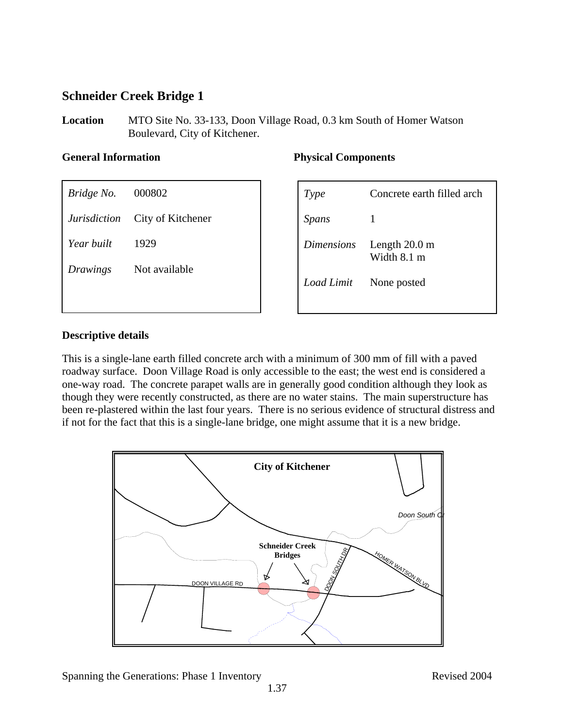## Schneider Creek Bridge 1

**Location** MTO Site No. 33-133, Doon Village Road, 0.3 km South of Homer Watson Boulevard, City of Kitchener.

**General Information**

| | |
|---|---|
| *Bridge No.* | 000802 |
| *Jurisdiction* | City of Kitchener |
| *Year built* | 1929 |
| *Drawings* | Not available |

**Physical Components**

| | |
|---|---|
| *Type* | Concrete earth filled arch |
| *Spans* | 1 |
| *Dimensions* | Length 20.0 m<br>Width 8.1 m |
| *Load Limit* | None posted |

**Descriptive details**

This is a single-lane earth filled concrete arch with a minimum of 300 mm of fill with a paved roadway surface. Doon Village Road is only accessible to the east; the west end is considered a one-way road. The concrete parapet walls are in generally good condition although they look as though they were recently constructed, as there are no water stains. The main superstructure has been re-plastered within the last four years. There is no serious evidence of structural distress and if not for the fact that this is a single-lane bridge, one might assume that it is a new bridge.

City of Kitchener

Doon South Cr

Schneider Creek Bridges

DOON SOUTH DR

HOMER WATSON BLVD

DOON VILLAGE RD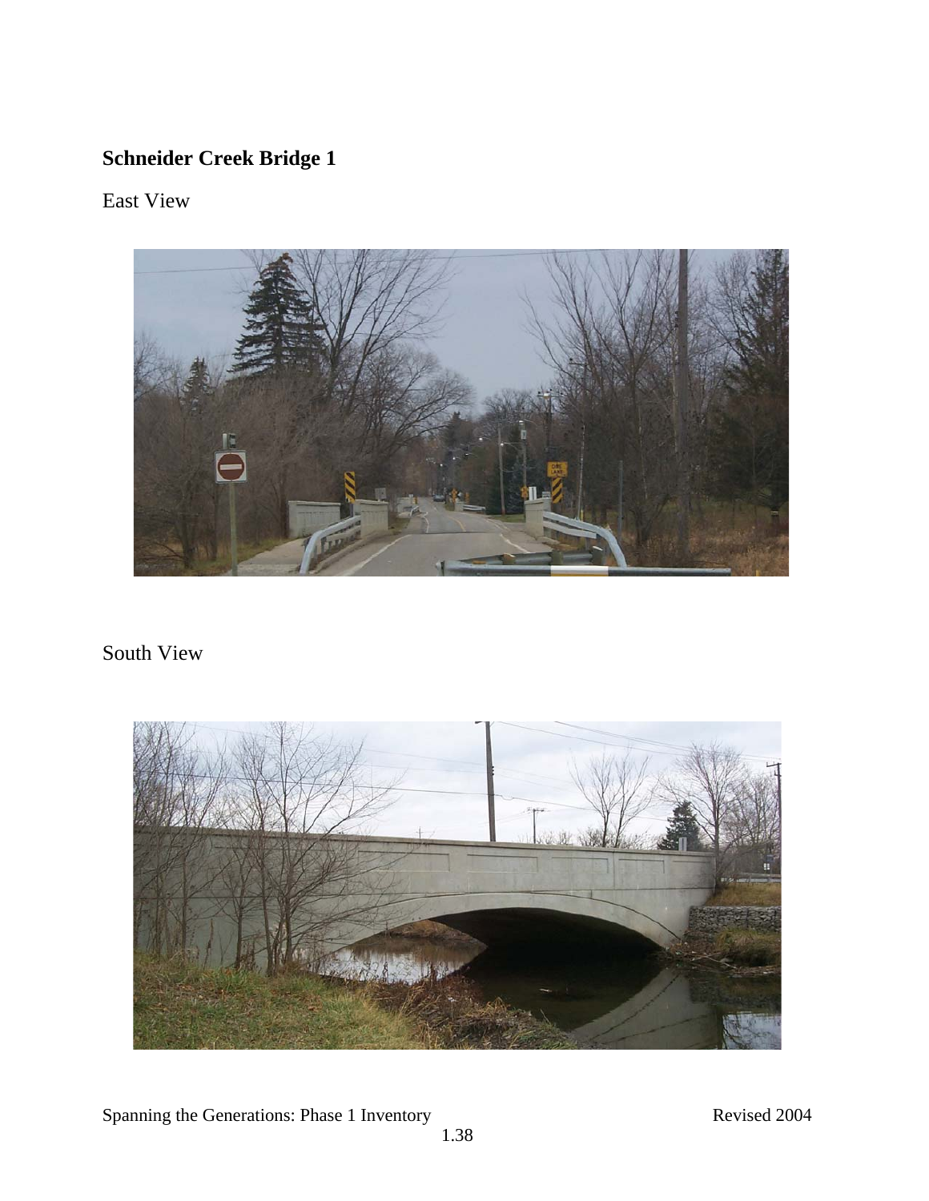## Schneider Creek Bridge 1

East View

South View